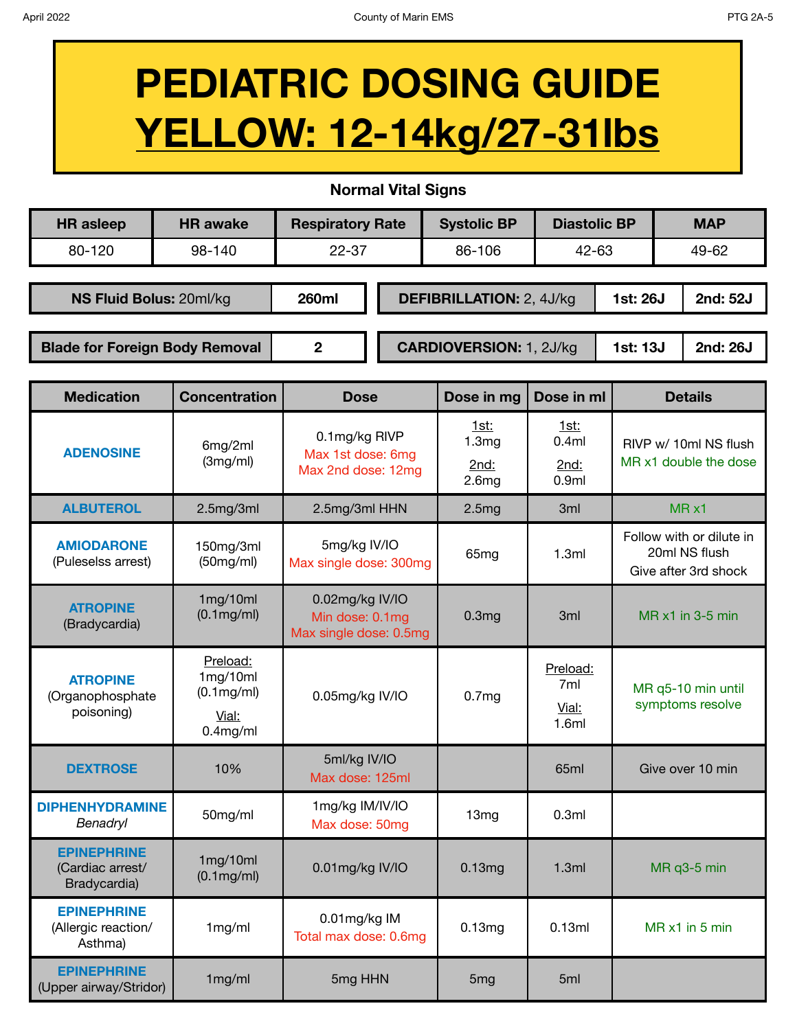# PEDIATRIC DOSING GUIDE

# YELLOW: 12-14kg/27-31lbs

**Normal Vital Signs**

| HR asleep | HR awake | Respiratory Rate | Systolic BP | Diastolic BP | MAP |
|---|---|---|---|---|---|
| 80-120 | 98-140 | 22-37 | 86-106 | 42-63 | 49-62 |

| **NS Fluid Bolus:** 20ml/kg | **260ml** |
|---|---|
| **Blade for Foreign Body Removal** | **2** |

| **DEFIBRILLATION:** 2, 4J/kg | **1st: 26J** | **2nd: 52J** |
|---|---|---|
| **CARDIOVERSION:** 1, 2J/kg | **1st: 13J** | **2nd: 26J** |

| Medication | Concentration | Dose | Dose in mg | Dose in ml | Details |
|---|---|---|---|---|---|
| **ADENOSINE** | 6mg/2ml (3mg/ml) | 0.1mg/kg RIVP<br>Max 1st dose: 6mg<br>Max 2nd dose: 12mg | 1st: 1.3mg<br>2nd: 2.6mg | 1st: 0.4ml<br>2nd: 0.9ml | RIVP w/ 10ml NS flush<br>MR x1 double the dose |
| **ALBUTEROL** | 2.5mg/3ml | 2.5mg/3ml HHN | 2.5mg | 3ml | MR x1 |
| **AMIODARONE** (Puleselss arrest) | 150mg/3ml (50mg/ml) | 5mg/kg IV/IO<br>Max single dose: 300mg | 65mg | 1.3ml | Follow with or dilute in 20ml NS flush<br>Give after 3rd shock |
| **ATROPINE** (Bradycardia) | 1mg/10ml (0.1mg/ml) | 0.02mg/kg IV/IO<br>Min dose: 0.1mg<br>Max single dose: 0.5mg | 0.3mg | 3ml | MR x1 in 3-5 min |
| **ATROPINE** (Organophosphate poisoning) | Preload: 1mg/10ml (0.1mg/ml)<br>Vial: 0.4mg/ml | 0.05mg/kg IV/IO | 0.7mg | Preload: 7ml<br>Vial: 1.6ml | MR q5-10 min until symptoms resolve |
| **DEXTROSE** | 10% | 5ml/kg IV/IO<br>Max dose: 125ml | | 65ml | Give over 10 min |
| **DIPHENHYDRAMINE** *Benadryl* | 50mg/ml | 1mg/kg IM/IV/IO<br>Max dose: 50mg | 13mg | 0.3ml | |
| **EPINEPHRINE** (Cardiac arrest/ Bradycardia) | 1mg/10ml (0.1mg/ml) | 0.01mg/kg IV/IO | 0.13mg | 1.3ml | MR q3-5 min |
| **EPINEPHRINE** (Allergic reaction/ Asthma) | 1mg/ml | 0.01mg/kg IM<br>Total max dose: 0.6mg | 0.13mg | 0.13ml | MR x1 in 5 min |
| **EPINEPHRINE** (Upper airway/Stridor) | 1mg/ml | 5mg HHN | 5mg | 5ml | |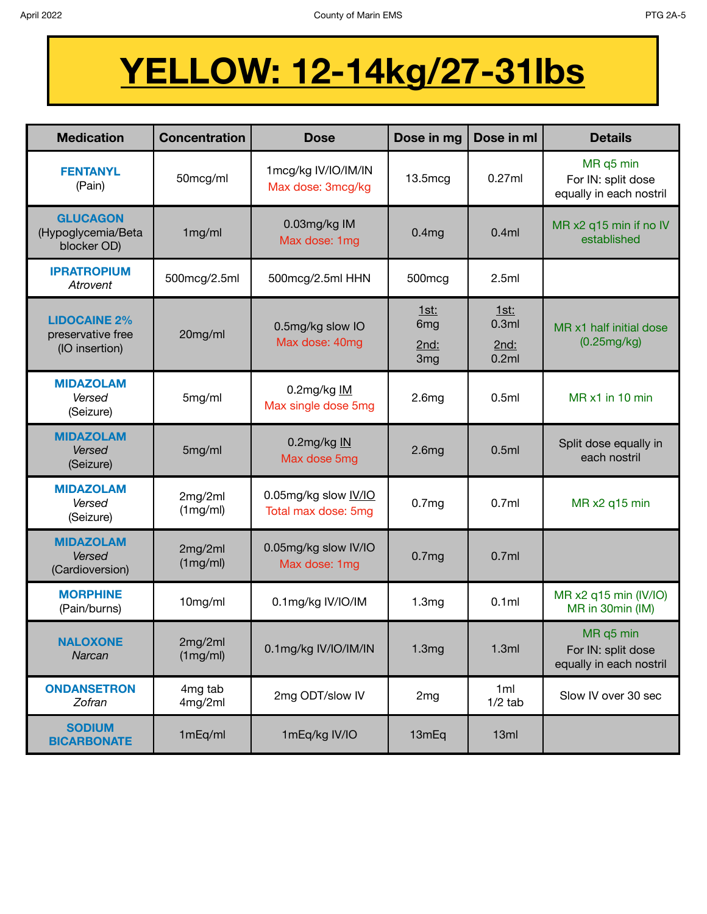# YELLOW: 12-14kg/27-31lbs

| Medication | Concentration | Dose | Dose in mg | Dose in ml | Details |
|---|---|---|---|---|---|
| **FENTANYL** (Pain) | 50mcg/ml | 1mcg/kg IV/IO/IM/IN Max dose: 3mcg/kg | 13.5mcg | 0.27ml | MR q5 min For IN: split dose equally in each nostril |
| **GLUCAGON** (Hypoglycemia/Beta blocker OD) | 1mg/ml | 0.03mg/kg IM Max dose: 1mg | 0.4mg | 0.4ml | MR x2 q15 min if no IV established |
| **IPRATROPIUM** *Atrovent* | 500mcg/2.5ml | 500mcg/2.5ml HHN | 500mcg | 2.5ml | |
| **LIDOCAINE 2%** preservative free (IO insertion) | 20mg/ml | 0.5mg/kg slow IO Max dose: 40mg | 1st: 6mg 2nd: 3mg | 1st: 0.3ml 2nd: 0.2ml | MR x1 half initial dose (0.25mg/kg) |
| **MIDAZOLAM** *Versed* (Seizure) | 5mg/ml | 0.2mg/kg IM Max single dose 5mg | 2.6mg | 0.5ml | MR x1 in 10 min |
| **MIDAZOLAM** *Versed* (Seizure) | 5mg/ml | 0.2mg/kg IN Max dose 5mg | 2.6mg | 0.5ml | Split dose equally in each nostril |
| **MIDAZOLAM** *Versed* (Seizure) | 2mg/2ml (1mg/ml) | 0.05mg/kg slow IV/IO Total max dose: 5mg | 0.7mg | 0.7ml | MR x2 q15 min |
| **MIDAZOLAM** *Versed* (Cardioversion) | 2mg/2ml (1mg/ml) | 0.05mg/kg slow IV/IO Max dose: 1mg | 0.7mg | 0.7ml | |
| **MORPHINE** (Pain/burns) | 10mg/ml | 0.1mg/kg IV/IO/IM | 1.3mg | 0.1ml | MR x2 q15 min (IV/IO) MR in 30min (IM) |
| **NALOXONE** *Narcan* | 2mg/2ml (1mg/ml) | 0.1mg/kg IV/IO/IM/IN | 1.3mg | 1.3ml | MR q5 min For IN: split dose equally in each nostril |
| **ONDANSETRON** *Zofran* | 4mg tab 4mg/2ml | 2mg ODT/slow IV | 2mg | 1ml 1/2 tab | Slow IV over 30 sec |
| **SODIUM BICARBONATE** | 1mEq/ml | 1mEq/kg IV/IO | 13mEq | 13ml | |